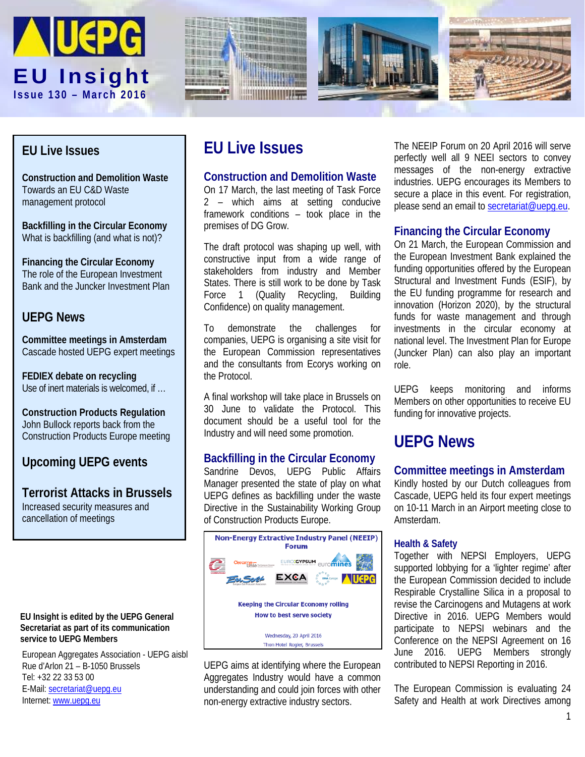# EU Insight

**Issue 130 – March 2016**

## EU Live Issues

**Construction and Demolition Waste**
Towards an EU C&D Waste management protocol

**Backfilling in the Circular Economy**
What is backfilling (and what is not)?

**Financing the Circular Economy**
The role of the European Investment Bank and the Juncker Investment Plan

## UEPG News

**Committee meetings in Amsterdam**
Cascade hosted UEPG expert meetings

**FEDIEX debate on recycling**
Use of inert materials is welcomed, if …

**Construction Products Regulation**
John Bullock reports back from the Construction Products Europe meeting

## Upcoming UEPG events

## Terrorist Attacks in Brussels

Increased security measures and cancellation of meetings

**EU Insight is edited by the UEPG General Secretariat as part of its communication service to UEPG Members**

European Aggregates Association - UEPG aisbl
Rue d'Arlon 21 – B-1050 Brussels
Tel: +32 22 33 53 00
E-Mail: secretariat@uepg.eu
Internet: www.uepg.eu

# EU Live Issues

### Construction and Demolition Waste

On 17 March, the last meeting of Task Force 2 – which aims at setting conducive framework conditions – took place in the premises of DG Grow.

The draft protocol was shaping up well, with constructive input from a wide range of stakeholders from industry and Member States. There is still work to be done by Task Force 1 (Quality Recycling, Building Confidence) on quality management.

To demonstrate the challenges for companies, UEPG is organising a site visit for the European Commission representatives and the consultants from Ecorys working on the Protocol.

A final workshop will take place in Brussels on 30 June to validate the Protocol. This document should be a useful tool for the Industry and will need some promotion.

### Backfilling in the Circular Economy

Sandrine Devos, UEPG Public Affairs Manager presented the state of play on what UEPG defines as backfilling under the waste Directive in the Sustainability Working Group of Construction Products Europe.

Non-Energy Extractive Industry Panel (NEEIP) Forum

Keeping the Circular Economy rolling
How to best serve society

Wednesday, 20 April 2016
Thon Hotel Rogier, Brussels

UEPG aims at identifying where the European Aggregates Industry would have a common understanding and could join forces with other non-energy extractive industry sectors.

The NEEIP Forum on 20 April 2016 will serve perfectly well all 9 NEEI sectors to convey messages of the non-energy extractive industries. UEPG encourages its Members to secure a place in this event. For registration, please send an email to secretariat@uepg.eu.

### Financing the Circular Economy

On 21 March, the European Commission and the European Investment Bank explained the funding opportunities offered by the European Structural and Investment Funds (ESIF), by the EU funding programme for research and innovation (Horizon 2020), by the structural funds for waste management and through investments in the circular economy at national level. The Investment Plan for Europe (Juncker Plan) can also play an important role.

UEPG keeps monitoring and informs Members on other opportunities to receive EU funding for innovative projects.

# UEPG News

### Committee meetings in Amsterdam

Kindly hosted by our Dutch colleagues from Cascade, UEPG held its four expert meetings on 10-11 March in an Airport meeting close to Amsterdam.

#### Health & Safety

Together with NEPSI Employers, UEPG supported lobbying for a 'lighter regime' after the European Commission decided to include Respirable Crystalline Silica in a proposal to revise the Carcinogens and Mutagens at work Directive in 2016. UEPG Members would participate to NEPSI webinars and the Conference on the NEPSI Agreement on 16 June 2016. UEPG Members strongly contributed to NEPSI Reporting in 2016.

The European Commission is evaluating 24 Safety and Health at work Directives among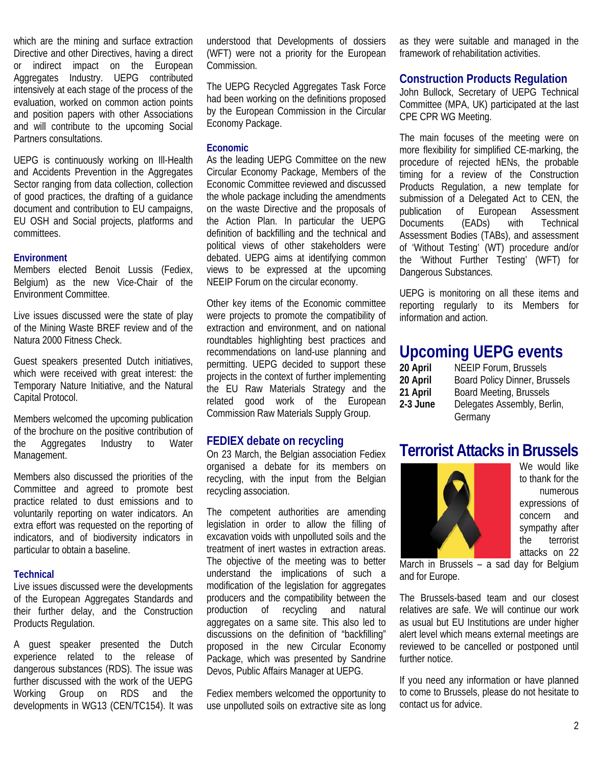which are the mining and surface extraction Directive and other Directives, having a direct or indirect impact on the European Aggregates Industry. UEPG contributed intensively at each stage of the process of the evaluation, worked on common action points and position papers with other Associations and will contribute to the upcoming Social Partners consultations.

UEPG is continuously working on Ill-Health and Accidents Prevention in the Aggregates Sector ranging from data collection, collection of good practices, the drafting of a guidance document and contribution to EU campaigns, EU OSH and Social projects, platforms and committees.

### Environment

Members elected Benoit Lussis (Fediex, Belgium) as the new Vice-Chair of the Environment Committee.

Live issues discussed were the state of play of the Mining Waste BREF review and of the Natura 2000 Fitness Check.

Guest speakers presented Dutch initiatives, which were received with great interest: the Temporary Nature Initiative, and the Natural Capital Protocol.

Members welcomed the upcoming publication of the brochure on the positive contribution of the Aggregates Industry to Water Management.

Members also discussed the priorities of the Committee and agreed to promote best practice related to dust emissions and to voluntarily reporting on water indicators. An extra effort was requested on the reporting of indicators, and of biodiversity indicators in particular to obtain a baseline.

### Technical

Live issues discussed were the developments of the European Aggregates Standards and their further delay, and the Construction Products Regulation.

A guest speaker presented the Dutch experience related to the release of dangerous substances (RDS). The issue was further discussed with the work of the UEPG Working Group on RDS and the developments in WG13 (CEN/TC154). It was understood that Developments of dossiers (WFT) were not a priority for the European Commission.

The UEPG Recycled Aggregates Task Force had been working on the definitions proposed by the European Commission in the Circular Economy Package.

### Economic

As the leading UEPG Committee on the new Circular Economy Package, Members of the Economic Committee reviewed and discussed the whole package including the amendments on the waste Directive and the proposals of the Action Plan. In particular the UEPG definition of backfilling and the technical and political views of other stakeholders were debated. UEPG aims at identifying common views to be expressed at the upcoming NEEIP Forum on the circular economy.

Other key items of the Economic committee were projects to promote the compatibility of extraction and environment, and on national roundtables highlighting best practices and recommendations on land-use planning and permitting. UEPG decided to support these projects in the context of further implementing the EU Raw Materials Strategy and the related good work of the European Commission Raw Materials Supply Group.

## FEDIEX debate on recycling

On 23 March, the Belgian association Fediex organised a debate for its members on recycling, with the input from the Belgian recycling association.

The competent authorities are amending legislation in order to allow the filling of excavation voids with unpolluted soils and the treatment of inert wastes in extraction areas. The objective of the meeting was to better understand the implications of such a modification of the legislation for aggregates producers and the compatibility between the production of recycling and natural aggregates on a same site. This also led to discussions on the definition of "backfilling" proposed in the new Circular Economy Package, which was presented by Sandrine Devos, Public Affairs Manager at UEPG.

Fediex members welcomed the opportunity to use unpolluted soils on extractive site as long as they were suitable and managed in the framework of rehabilitation activities.

## Construction Products Regulation

John Bullock, Secretary of UEPG Technical Committee (MPA, UK) participated at the last CPE CPR WG Meeting.

The main focuses of the meeting were on more flexibility for simplified CE-marking, the procedure of rejected hENs, the probable timing for a review of the Construction Products Regulation, a new template for submission of a Delegated Act to CEN, the publication of European Assessment Documents (EADs) with Technical Assessment Bodies (TABs), and assessment of 'Without Testing' (WT) procedure and/or the 'Without Further Testing' (WFT) for Dangerous Substances.

UEPG is monitoring on all these items and reporting regularly to its Members for information and action.

# Upcoming UEPG events

| | |
|---|---|
| **20 April** | NEEIP Forum, Brussels |
| **20 April** | Board Policy Dinner, Brussels |
| **21 April** | Board Meeting, Brussels |
| **2-3 June** | Delegates Assembly, Berlin, Germany |

# Terrorist Attacks in Brussels

We would like to thank for the numerous expressions of concern and sympathy after the terrorist attacks on 22 March in Brussels – a sad day for Belgium and for Europe.

The Brussels-based team and our closest relatives are safe. We will continue our work as usual but EU Institutions are under higher alert level which means external meetings are reviewed to be cancelled or postponed until further notice.

If you need any information or have planned to come to Brussels, please do not hesitate to contact us for advice.